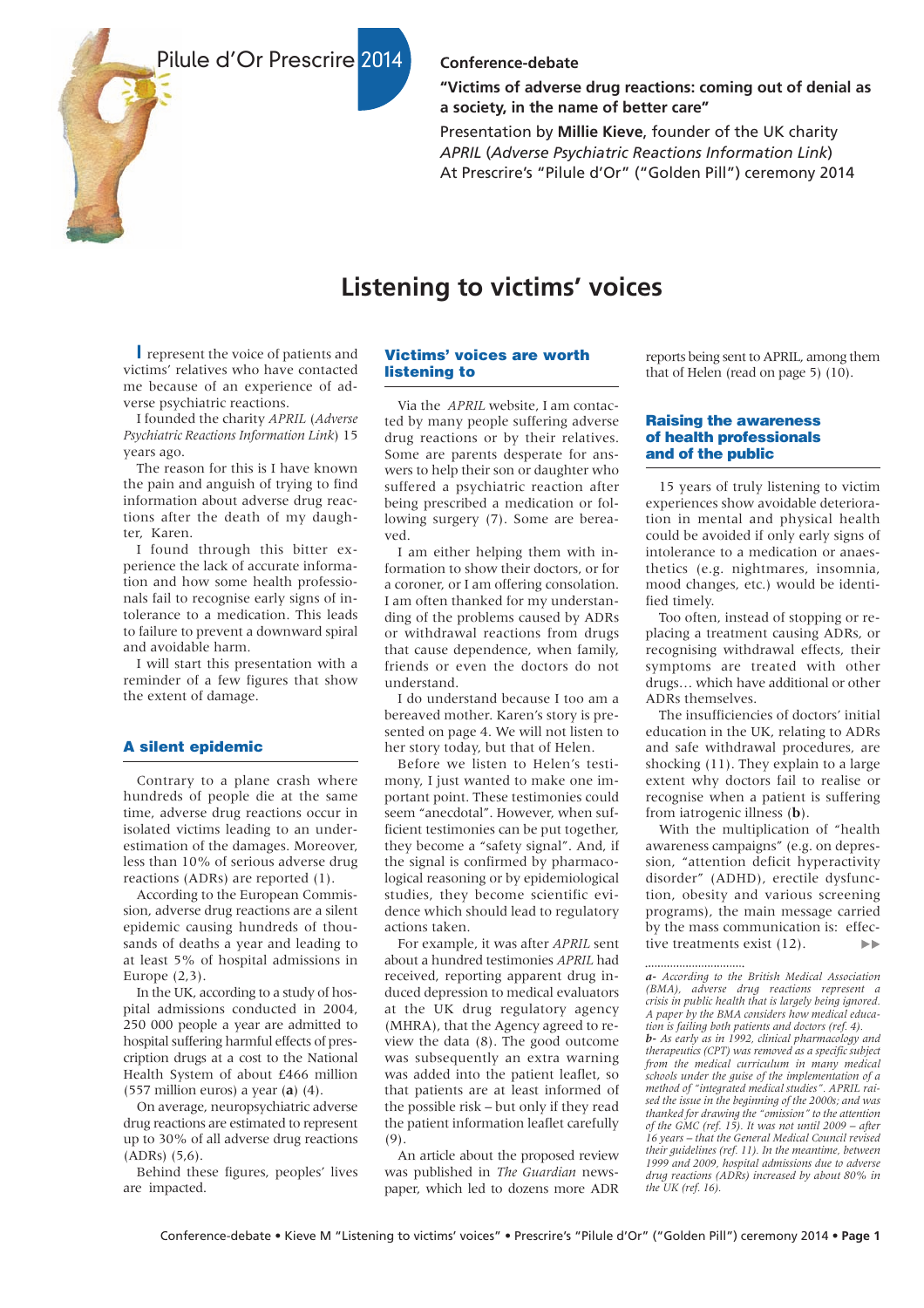Pilule d'Or Prescrire 2014

**Conference-debate**

**"Victims of adverse drug reactions: coming out of denial as a society, in the name of better care"**

Presentation by **Millie Kieve**, founder of the UK charity *APRIL* (*Adverse Psychiatric Reactions Information Link*) At Prescrire's "Pilule d'Or" ("Golden Pill") ceremony 2014

# Listening to victims' voices

I represent the voice of patients and victims' relatives who have contacted me because of an experience of adverse psychiatric reactions.

I founded the charity *APRIL* (*Adverse Psychiatric Reactions Information Link*) 15 years ago.

The reason for this is I have known the pain and anguish of trying to find information about adverse drug reactions after the death of my daughter, Karen.

I found through this bitter experience the lack of accurate information and how some health professionals fail to recognise early signs of intolerance to a medication. This leads to failure to prevent a downward spiral and avoidable harm.

I will start this presentation with a reminder of a few figures that show the extent of damage.

## A silent epidemic

Contrary to a plane crash where hundreds of people die at the same time, adverse drug reactions occur in isolated victims leading to an underestimation of the damages. Moreover, less than 10% of serious adverse drug reactions (ADRs) are reported (1).

According to the European Commission, adverse drug reactions are a silent epidemic causing hundreds of thousands of deaths a year and leading to at least 5% of hospital admissions in Europe (2,3).

In the UK, according to a study of hospital admissions conducted in 2004, 250 000 people a year are admitted to hospital suffering harmful effects of prescription drugs at a cost to the National Health System of about £466 million (557 million euros) a year (**a**) (4).

On average, neuropsychiatric adverse drug reactions are estimated to represent up to 30% of all adverse drug reactions (ADRs) (5,6).

Behind these figures, peoples' lives are impacted.

## Victims' voices are worth listening to

Via the *APRIL* website, I am contacted by many people suffering adverse drug reactions or by their relatives. Some are parents desperate for answers to help their son or daughter who suffered a psychiatric reaction after being prescribed a medication or following surgery (7). Some are bereaved.

I am either helping them with information to show their doctors, or for a coroner, or I am offering consolation. I am often thanked for my understanding of the problems caused by ADRs or withdrawal reactions from drugs that cause dependence, when family, friends or even the doctors do not understand.

I do understand because I too am a bereaved mother. Karen's story is presented on page 4. We will not listen to her story today, but that of Helen.

Before we listen to Helen's testimony, I just wanted to make one important point. These testimonies could seem "anecdotal". However, when sufficient testimonies can be put together, they become a "safety signal". And, if the signal is confirmed by pharmacological reasoning or by epidemiological studies, they become scientific evidence which should lead to regulatory actions taken.

For example, it was after *APRIL* sent about a hundred testimonies *APRIL* had received, reporting apparent drug induced depression to medical evaluators at the UK drug regulatory agency (MHRA), that the Agency agreed to review the data (8). The good outcome was subsequently an extra warning was added into the patient leaflet, so that patients are at least informed of the possible risk – but only if they read the patient information leaflet carefully (9).

An article about the proposed review was published in *The Guardian* newspaper, which led to dozens more ADR reports being sent to APRIL, among them that of Helen (read on page 5) (10).

## Raising the awareness of health professionals and of the public

15 years of truly listening to victim experiences show avoidable deterioration in mental and physical health could be avoided if only early signs of intolerance to a medication or anaesthetics (e.g. nightmares, insomnia, mood changes, etc.) would be identified timely.

Too often, instead of stopping or replacing a treatment causing ADRs, or recognising withdrawal effects, their symptoms are treated with other drugs… which have additional or other ADRs themselves.

The insufficiencies of doctors' initial education in the UK, relating to ADRs and safe withdrawal procedures, are shocking (11). They explain to a large extent why doctors fail to realise or recognise when a patient is suffering from iatrogenic illness (**b**).

With the multiplication of "health awareness campaigns" (e.g. on depression, "attention deficit hyperactivity disorder" (ADHD), erectile dysfunction, obesity and various screening programs), the main message carried by the mass communication is: effective treatments exist (12). ▶▶

*a- According to the British Medical Association (BMA), adverse drug reactions represent a crisis in public health that is largely being ignored. A paper by the BMA considers how medical education is failing both patients and doctors (ref. 4).*

*b- As early as in 1992, clinical pharmacology and therapeutics (CPT) was removed as a specific subject from the medical curriculum in many medical schools under the guise of the implementation of a method of "integrated medical studies". APRIL raised the issue in the beginning of the 2000s; and was thanked for drawing the "omission" to the attention of the GMC (ref. 15). It was not until 2009 – after 16 years – that the General Medical Council revised their guidelines (ref. 11). In the meantime, between 1999 and 2009, hospital admissions due to adverse drug reactions (ADRs) increased by about 80% in the UK (ref. 16).*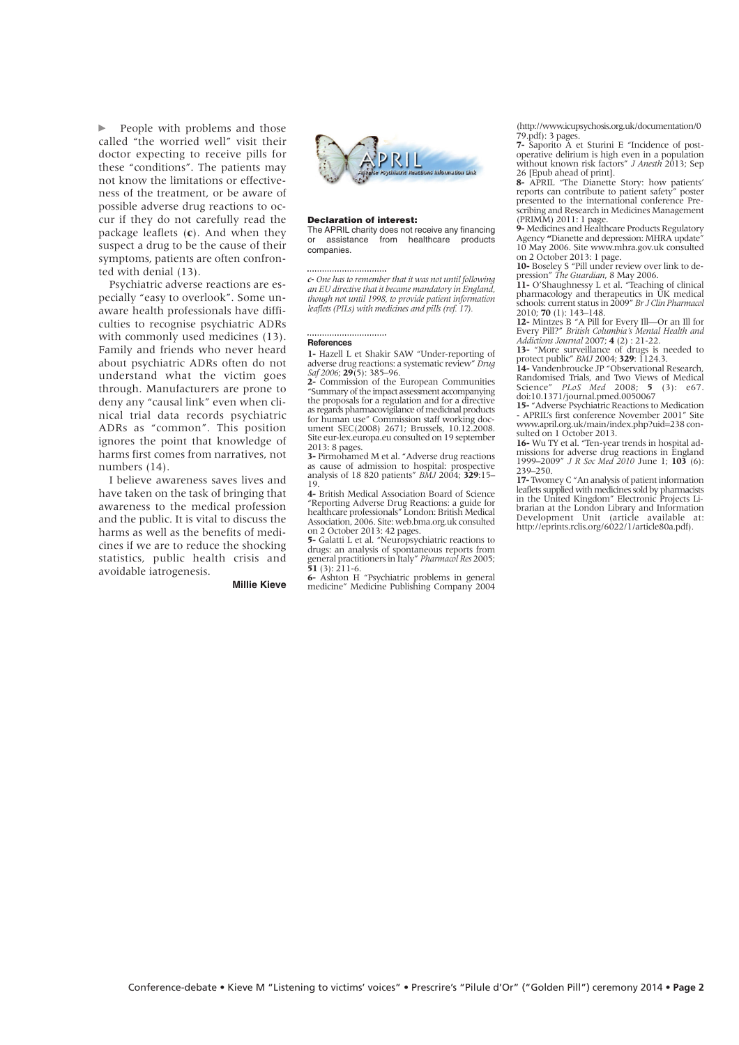People with problems and those called "the worried well" visit their doctor expecting to receive pills for these "conditions". The patients may not know the limitations or effectiveness of the treatment, or be aware of possible adverse drug reactions to occur if they do not carefully read the package leaflets (**c**). And when they suspect a drug to be the cause of their symptoms, patients are often confronted with denial (13).

Psychiatric adverse reactions are especially "easy to overlook". Some unaware health professionals have difficulties to recognise psychiatric ADRs with commonly used medicines (13). Family and friends who never heard about psychiatric ADRs often do not understand what the victim goes through. Manufacturers are prone to deny any "causal link" even when clinical trial data records psychiatric ADRs as "common". This position ignores the point that knowledge of harms first comes from narratives, not numbers (14).

I believe awareness saves lives and have taken on the task of bringing that awareness to the medical profession and the public. It is vital to discuss the harms as well as the benefits of medicines if we are to reduce the shocking statistics, public health crisis and avoidable iatrogenesis.

**Millie Kieve**

APRIL — Adverse Psychiatric Reactions Information Link

**Declaration of interest:**
The APRIL charity does not receive any financing or assistance from healthcare products companies.

*c- One has to remember that it was not until following an EU directive that it became mandatory in England, though not until 1998, to provide patient information leaflets (PILs) with medicines and pills (ref. 17).*

**References**

**1-** Hazell L et Shakir SAW "Under-reporting of adverse drug reactions: a systematic review" *Drug Saf 2006*; **29**(5): 385–96.

**2-** Commission of the European Communities "Summary of the impact assessment accompanying the proposals for a regulation and for a directive as regards pharmacovigilance of medicinal products for human use" Commission staff working document SEC(2008) 2671; Brussels, 10.12.2008. Site eur-lex.europa.eu consulted on 19 september 2013: 8 pages.

**3-** Pirmohamed M et al. "Adverse drug reactions as cause of admission to hospital: prospective analysis of 18 820 patients" *BMJ* 2004; **329**:15–19.

**4-** British Medical Association Board of Science "Reporting Adverse Drug Reactions: a guide for healthcare professionals" London: British Medical Association, 2006. Site: web.bma.org.uk consulted on 2 October 2013: 42 pages.

**5-** Galatti L et al. "Neuropsychiatric reactions to drugs: an analysis of spontaneous reports from general practitioners in Italy" *Pharmacol Res* 2005; **51** (3): 211-6.

**6-** Ashton H "Psychiatric problems in general medicine" Medicine Publishing Company 2004 (http://www.icupsychosis.org.uk/documentation/079.pdf): 3 pages.

**7-** Saporito A et Sturini E "Incidence of postoperative delirium is high even in a population without known risk factors" *J Anesth* 2013; Sep 26 [Epub ahead of print].

**8-** APRIL "The Dianette Story: how patients' reports can contribute to patient safety" poster presented to the international conference Prescribing and Research in Medicines Management (PRIMM) 2011: 1 page.

**9-** Medicines and Healthcare Products Regulatory Agency "Dianette and depression: MHRA update" 10 May 2006. Site www.mhra.gov.uk consulted on 2 October 2013: 1 page.

**10-** Boseley S "Pill under review over link to depression" *The Guardian*, 8 May 2006.

**11-** O'Shaughnessy L et al. "Teaching of clinical pharmacology and therapeutics in UK medical schools: current status in 2009" *Br J Clin Pharmacol* 2010; **70** (1): 143–148.

**12-** Mintzes B "A Pill for Every Ill—Or an Ill for Every Pill?" *British Columbia's Mental Health and Addictions Journal* 2007; **4** (2) : 21-22.

**13-** "More surveillance of drugs is needed to protect public" *BMJ* 2004; **329**: 1124.3.

**14-** Vandenbroucke JP "Observational Research, Randomised Trials, and Two Views of Medical Science" *PLoS Med* 2008; **5** (3): e67. doi:10.1371/journal.pmed.0050067

**15-** "Adverse Psychiatric Reactions to Medication - APRIL's first conference November 2001" Site www.april.org.uk/main/index.php?uid=238 consulted on 1 October 2013.

**16-** Wu TY et al. "Ten-year trends in hospital admissions for adverse drug reactions in England 1999–2009" *J R Soc Med 2010* June 1; **103** (6): 239–250.

**17-** Twomey C "An analysis of patient information leaflets supplied with medicines sold by pharmacists in the United Kingdom" Electronic Projects Librarian at the London Library and Information Development Unit (article available at: http://eprints.rclis.org/6022/1/article80a.pdf).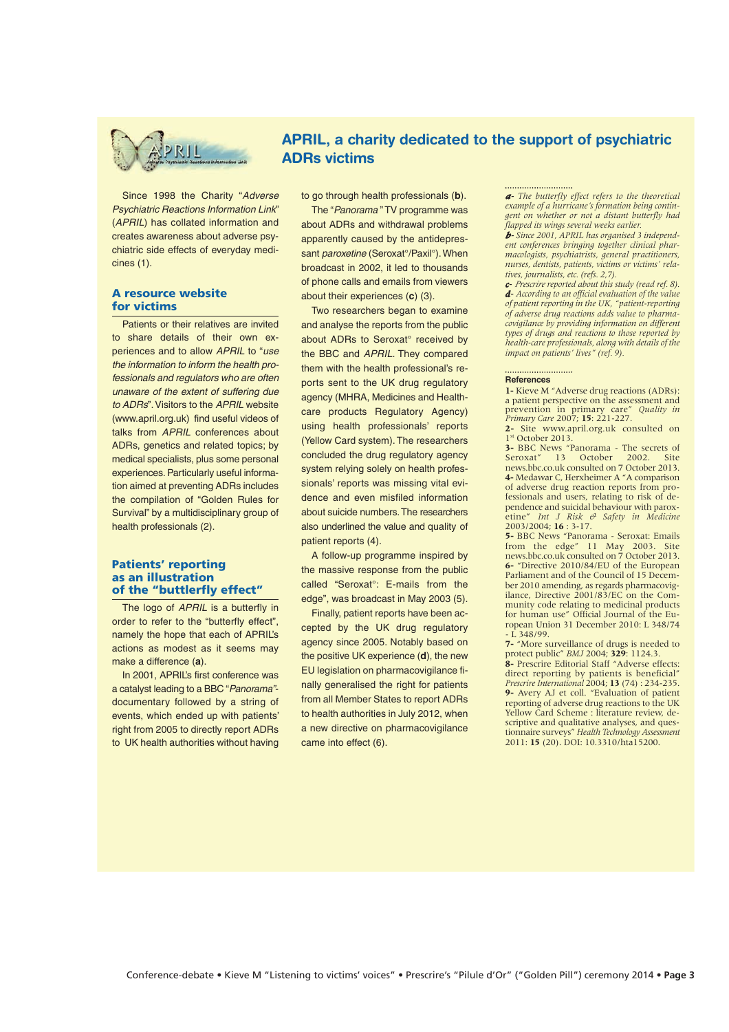# APRIL, a charity dedicated to the support of psychiatric ADRs victims

Since 1998 the Charity "*Adverse Psychiatric Reactions Information Link*" (*APRIL*) has collated information and creates awareness about adverse psychiatric side effects of everyday medicines (1).

## A resource website for victims

Patients or their relatives are invited to share details of their own experiences and to allow *APRIL* to "*use the information to inform the health professionals and regulators who are often unaware of the extent of suffering due to ADRs*". Visitors to the *APRIL* website (www.april.org.uk) find useful videos of talks from *APRIL* conferences about ADRs, genetics and related topics; by medical specialists, plus some personal experiences. Particularly useful information aimed at preventing ADRs includes the compilation of "Golden Rules for Survival" by a multidisciplinary group of health professionals (2).

## Patients' reporting as an illustration of the "buttlerfly effect"

The logo of *APRIL* is a butterfly in order to refer to the "butterfly effect", namely the hope that each of APRIL's actions as modest as it seems may make a difference (**a**).

In 2001, APRIL's first conference was a catalyst leading to a BBC "*Panorama*"-documentary followed by a string of events, which ended up with patients' right from 2005 to directly report ADRs to UK health authorities without having to go through health professionals (**b**).

The "*Panorama*" TV programme was about ADRs and withdrawal problems apparently caused by the antidepressant *paroxetine* (Seroxat°/Paxil°). When broadcast in 2002, it led to thousands of phone calls and emails from viewers about their experiences (**c**) (3).

Two researchers began to examine and analyse the reports from the public about ADRs to Seroxat° received by the BBC and *APRIL*. They compared them with the health professional's reports sent to the UK drug regulatory agency (MHRA, Medicines and Healthcare products Regulatory Agency) using health professionals' reports (Yellow Card system). The researchers concluded the drug regulatory agency system relying solely on health professionals' reports was missing vital evidence and even misfiled information about suicide numbers. The researchers also underlined the value and quality of patient reports (4).

A follow-up programme inspired by the massive response from the public called "Seroxat°: E-mails from the edge", was broadcast in May 2003 (5).

Finally, patient reports have been accepted by the UK drug regulatory agency since 2005. Notably based on the positive UK experience (**d**), the new EU legislation on pharmacovigilance finally generalised the right for patients from all Member States to report ADRs to health authorities in July 2012, when a new directive on pharmacovigilance came into effect (6).

............................

***a-*** *The butterfly effect refers to the theoretical example of a hurricane's formation being contingent on whether or not a distant butterfly had flapped its wings several weeks earlier.*

***b-*** *Since 2001, APRIL has organised 3 independent conferences bringing together clinical pharmacologists, psychiatrists, general practitioners, nurses, dentists, patients, victims or victims' relatives, journalists, etc. (refs. 2,7).*

***c-*** *Prescrire reported about this study (read ref. 8).*

***d-*** *According to an official evaluation of the value of patient reporting in the UK, "patient-reporting of adverse drug reactions adds value to pharmacovigilance by providing information on different types of drugs and reactions to those reported by health-care professionals, along with details of the impact on patients' lives" (ref. 9).*

............................

### References

**1-** Kieve M "Adverse drug reactions (ADRs): a patient perspective on the assessment and prevention in primary care" *Quality in Primary Care* 2007; **15**: 221-227.

**2-** Site www.april.org.uk consulted on 1st October 2013.

**3-** BBC News "Panorama - The secrets of Seroxat" 13 October 2002. Site news.bbc.co.uk consulted on 7 October 2013.

**4-** Medawar C, Herxheimer A "A comparison of adverse drug reaction reports from professionals and users, relating to risk of dependence and suicidal behaviour with paroxetine" *Int J Risk & Safety in Medicine* 2003/2004; **16** : 3-17.

**5-** BBC News "Panorama - Seroxat: Emails from the edge" 11 May 2003. Site news.bbc.co.uk consulted on 7 October 2013.

**6-** "Directive 2010/84/EU of the European Parliament and of the Council of 15 December 2010 amending, as regards pharmacovigilance, Directive 2001/83/EC on the Community code relating to medicinal products for human use" Official Journal of the European Union 31 December 2010: L 348/74 - L 348/99.

**7-** "More surveillance of drugs is needed to protect public" *BMJ* 2004; **329**: 1124.3.

**8-** Prescrire Editorial Staff "Adverse effects: direct reporting by patients is beneficial" *Prescrire International* 2004; **13** (74) : 234-235.

**9-** Avery AJ et coll. "Evaluation of patient reporting of adverse drug reactions to the UK Yellow Card Scheme : literature review, descriptive and qualitative analyses, and questionnaire surveys" *Health Technology Assessment* 2011: **15** (20). DOI: 10.3310/hta15200.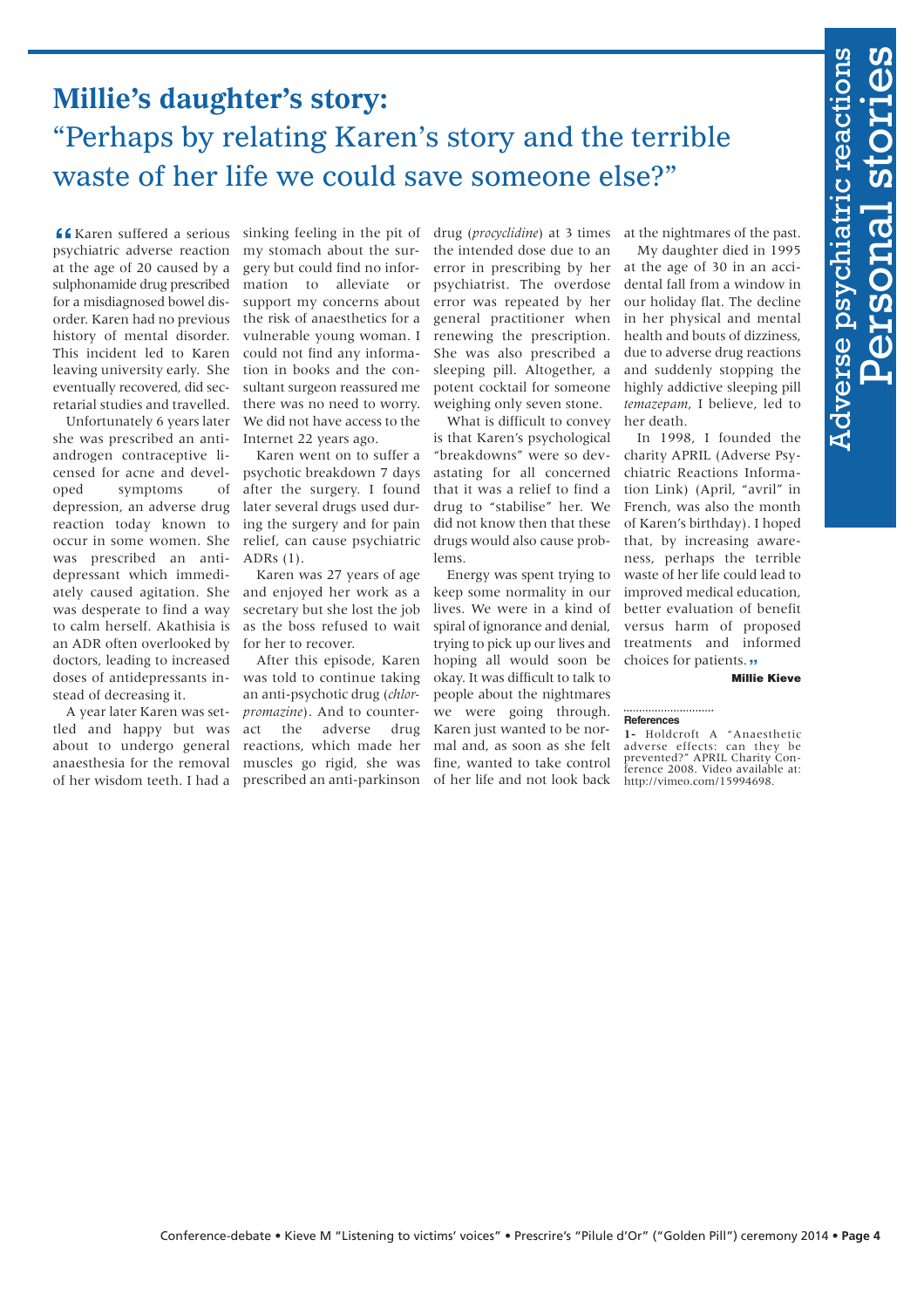# Millie's daughter's story:

## "Perhaps by relating Karen's story and the terrible waste of her life we could save someone else?"

"Karen suffered a serious psychiatric adverse reaction at the age of 20 caused by a sulphonamide drug prescribed for a misdiagnosed bowel disorder. Karen had no previous history of mental disorder. This incident led to Karen leaving university early. She eventually recovered, did secretarial studies and travelled.

Unfortunately 6 years later she was prescribed an anti-androgen contraceptive licensed for acne and developed symptoms of depression, an adverse drug reaction today known to occur in some women. She was prescribed an antidepressant which immediately caused agitation. She was desperate to find a way to calm herself. Akathisia is an ADR often overlooked by doctors, leading to increased doses of antidepressants instead of decreasing it.

A year later Karen was settled and happy but was about to undergo general anaesthesia for the removal of her wisdom teeth. I had a sinking feeling in the pit of my stomach about the surgery but could find no information to alleviate or support my concerns about the risk of anaesthetics for a vulnerable young woman. I could not find any information in books and the consultant surgeon reassured me there was no need to worry. We did not have access to the Internet 22 years ago.

Karen went on to suffer a psychotic breakdown 7 days after the surgery. I found later several drugs used during the surgery and for pain relief, can cause psychiatric ADRs (1).

Karen was 27 years of age and enjoyed her work as a secretary but she lost the job as the boss refused to wait for her to recover.

After this episode, Karen was told to continue taking an anti-psychotic drug (*chlorpromazine*). And to counteract the adverse drug reactions, which made her muscles go rigid, she was prescribed an anti-parkinson drug (*procyclidine*) at 3 times the intended dose due to an error in prescribing by her psychiatrist. The overdose error was repeated by her general practitioner when renewing the prescription. She was also prescribed a sleeping pill. Altogether, a potent cocktail for someone weighing only seven stone.

What is difficult to convey is that Karen's psychological "breakdowns" were so devastating for all concerned that it was a relief to find a drug to "stabilise" her. We did not know then that these drugs would also cause problems.

Energy was spent trying to keep some normality in our lives. We were in a kind of spiral of ignorance and denial, trying to pick up our lives and hoping all would soon be okay. It was difficult to talk to people about the nightmares we were going through. Karen just wanted to be normal and, as soon as she felt fine, wanted to take control of her life and not look back at the nightmares of the past.

My daughter died in 1995 at the age of 30 in an accidental fall from a window in our holiday flat. The decline in her physical and mental health and bouts of dizziness, due to adverse drug reactions and suddenly stopping the highly addictive sleeping pill *temazepam*, I believe, led to her death.

In 1998, I founded the charity APRIL (Adverse Psychiatric Reactions Information Link) (April, "avril" in French, was also the month of Karen's birthday). I hoped that, by increasing awareness, perhaps the terrible waste of her life could lead to improved medical education, better evaluation of benefit versus harm of proposed treatments and informed choices for patients."

**Millie Kieve**

**References**

1- Holdcroft A "Anaesthetic adverse effects: can they be prevented?" APRIL Charity Conference 2008. Video available at: http://vimeo.com/15994698.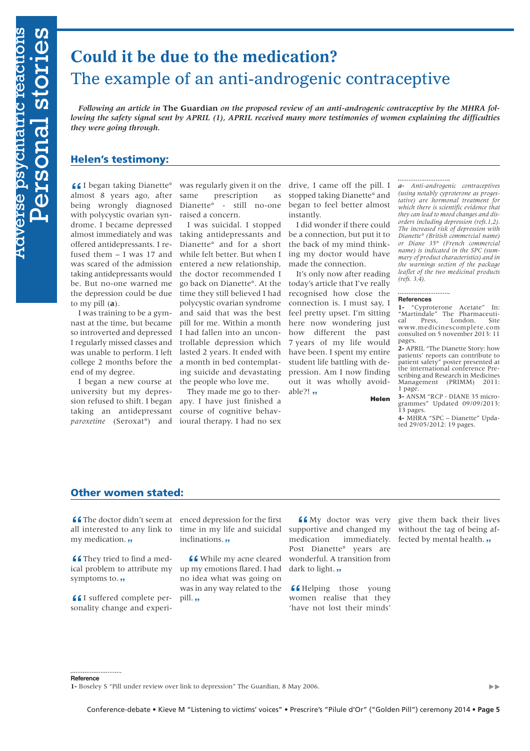# Could it be due to the medication?

## The example of an anti-androgenic contraceptive

*Following an article in* **The Guardian** *on the proposed review of an anti-androgenic contraceptive by the MHRA following the safety signal sent by APRIL (1), APRIL received many more testimonies of women explaining the difficulties they were going through.*

### Helen's testimony:

"I began taking Dianette° almost 8 years ago, after being wrongly diagnosed with polycystic ovarian syndrome. I became depressed almost immediately and was offered antidepressants. I refused them – I was 17 and was scared of the admission taking antidepressants would be. But no-one warned me the depression could be due to my pill (**a**).

I was training to be a gymnast at the time, but became so introverted and depressed I regularly missed classes and was unable to perform. I left college 2 months before the end of my degree.

I began a new course at university but my depression refused to shift. I began taking an antidepressant *paroxetine* (Seroxat°) and was regularly given it on the same prescription as Dianette° - still no-one raised a concern.

I was suicidal. I stopped taking antidepressants and Dianette° and for a short while felt better. But when I entered a new relationship, the doctor recommended I go back on Dianette°. At the time they still believed I had polycystic ovarian syndrome and said that was the best pill for me. Within a month I had fallen into an uncontrollable depression which lasted 2 years. It ended with a month in bed contemplating suicide and devastating the people who love me.

They made me go to therapy. I have just finished a course of cognitive behavioural therapy. I had no sex drive, I came off the pill. I stopped taking Dianette° and began to feel better almost instantly.

I did wonder if there could be a connection, but put it to the back of my mind thinking my doctor would have made the connection.

It's only now after reading today's article that I've really recognised how close the connection is. I must say, I feel pretty upset. I'm sitting here now wondering just how different the past 7 years of my life would have been. I spent my entire student life battling with depression. Am I now finding out it was wholly avoidable?!"

**Helen**

*a- Anti-androgenic contraceptives (using notably cyproterone as progestative) are hormonal treatment for which there is scientific evidence that they can lead to mood changes and disorders including depression (refs.1,2). The increased risk of depression with Dianette° (British commercial name) or Diane 35° (French commercial name) is indicated in the SPC (summary of product characteristics) and in the warnings section of the package leaflet of the two medicinal products (refs. 3,4).*

**References**

**1-** "Cyproterone Acetate" In: "Martindale" The Pharmaceutical Press, London. Site www.medicinescomplete.com consulted on 5 november 2013: 11 pages.

**2-** APRIL "The Dianette Story: how patients' reports can contribute to patient safety" poster presented at the international conference Prescribing and Research in Medicines Management (PRIMM) 2011: 1 page.

**3-** ANSM "RCP - DIANE 35 microgrammes" Updated 09/09/2013: 13 pages.

**4-** MHRA "SPC – Dianette" Updated 29/05/2012: 19 pages.

### Other women stated:

"The doctor didn't seem at all interested to any link to my medication."

"They tried to find a medical problem to attribute my symptoms to."

"I suffered complete personality change and experienced depression for the first time in my life and suicidal inclinations."

"While my acne cleared up my emotions flared. I had no idea what was going on was in any way related to the pill."

"My doctor was very supportive and changed my medication immediately. Post Dianette° years are wonderful. A transition from dark to light."

"Helping those young women realise that they 'have not lost their minds' give them back their lives without the tag of being affected by mental health."

**Reference**

**1-** Boseley S "Pill under review over link to depression" The Guardian, 8 May 2006.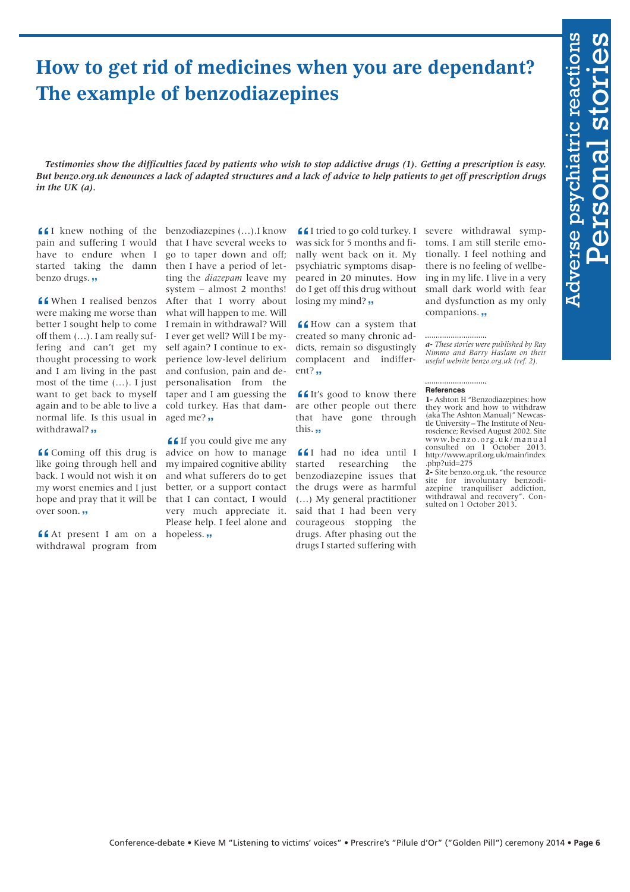# How to get rid of medicines when you are dependant? The example of benzodiazepines

***Testimonies show the difficulties faced by patients who wish to stop addictive drugs (1). Getting a prescription is easy. But benzo.org.uk denounces a lack of adapted structures and a lack of advice to help patients to get off prescription drugs in the UK (a).***

"I knew nothing of the pain and suffering I would have to endure when I started taking the damn benzo drugs."

"When I realised benzos were making me worse than better I sought help to come off them (…). I am really suffering and can't get my thought processing to work and I am living in the past most of the time (…). I just want to get back to myself again and to be able to live a normal life. Is this usual in withdrawal?"

"Coming off this drug is like going through hell and back. I would not wish it on my worst enemies and I just hope and pray that it will be over soon."

"At present I am on a withdrawal program from benzodiazepines (…).I know that I have several weeks to go to taper down and off; then I have a period of letting the *diazepam* leave my system – almost 2 months! After that I worry about what will happen to me. Will I remain in withdrawal? Will I ever get well? Will I be myself again? I continue to experience low-level delirium and confusion, pain and depersonalisation from the taper and I am guessing the cold turkey. Has that damaged me?"

"If you could give me any advice on how to manage my impaired cognitive ability and what sufferers do to get better, or a support contact that I can contact, I would very much appreciate it. Please help. I feel alone and hopeless."

"I tried to go cold turkey. I was sick for 5 months and finally went back on it. My psychiatric symptoms disappeared in 20 minutes. How do I get off this drug without losing my mind?"

"How can a system that created so many chronic addicts, remain so disgustingly complacent and indifferent?"

"It's good to know there are other people out there that have gone through this."

"I had no idea until I started researching the benzodiazepine issues that the drugs were as harmful (…) My general practitioner said that I had been very courageous stopping the drugs. After phasing out the drugs I started suffering with severe withdrawal symptoms. I am still sterile emotionally. I feel nothing and there is no feeling of wellbeing in my life. I live in a very small dark world with fear and dysfunction as my only companions."

*a- These stories were published by Ray Nimmo and Barry Haslam on their useful website benzo.org.uk (ref. 2).*

**References**

**1-** Ashton H "Benzodiazepines: how they work and how to withdraw (aka The Ashton Manual)" Newcastle University – The Institute of Neuroscience; Revised August 2002. Site www.benzo.org.uk/manual consulted on 1 October 2013. http://www.april.org.uk/main/index.php?uid=275

**2-** Site benzo.org.uk, "the resource site for involuntary benzodiazepine tranquiliser addiction, withdrawal and recovery". Consulted on 1 October 2013.